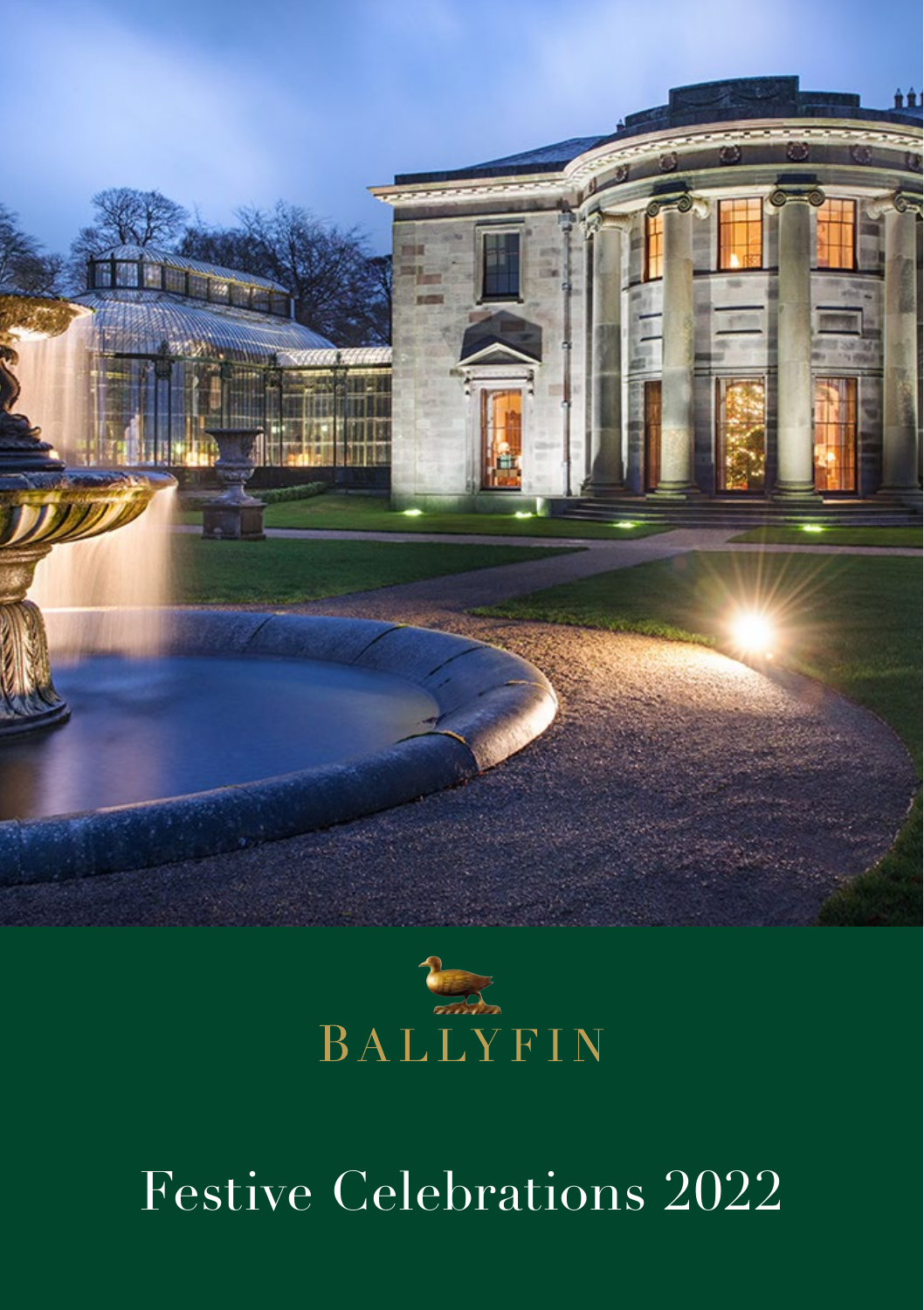BALLYFIN

# Festive Celebrations 2022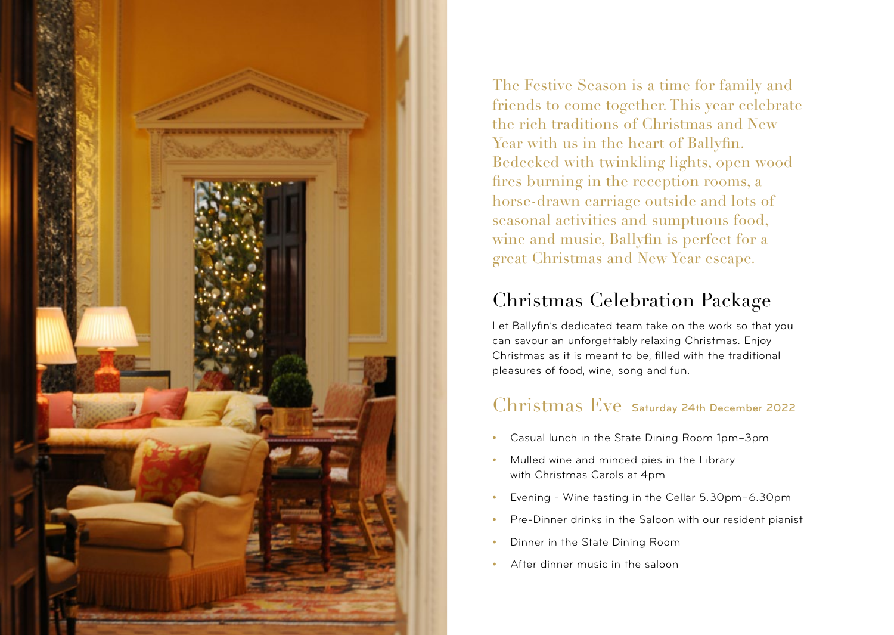The Festive Season is a time for family and friends to come together. This year celebrate the rich traditions of Christmas and New Year with us in the heart of Ballyfin. Bedecked with twinkling lights, open wood fires burning in the reception rooms, a horse-drawn carriage outside and lots of seasonal activities and sumptuous food, wine and music, Ballyfin is perfect for a great Christmas and New Year escape.

## Christmas Celebration Package

Let Ballyfin's dedicated team take on the work so that you can savour an unforgettably relaxing Christmas. Enjoy Christmas as it is meant to be, filled with the traditional pleasures of food, wine, song and fun.

### Christmas Eve Saturday 24th December 2022

- Casual lunch in the State Dining Room 1pm–3pm
- Mulled wine and minced pies in the Library with Christmas Carols at 4pm
- Evening - Wine tasting in the Cellar 5.30pm–6.30pm
- Pre-Dinner drinks in the Saloon with our resident pianist
- Dinner in the State Dining Room
- After dinner music in the saloon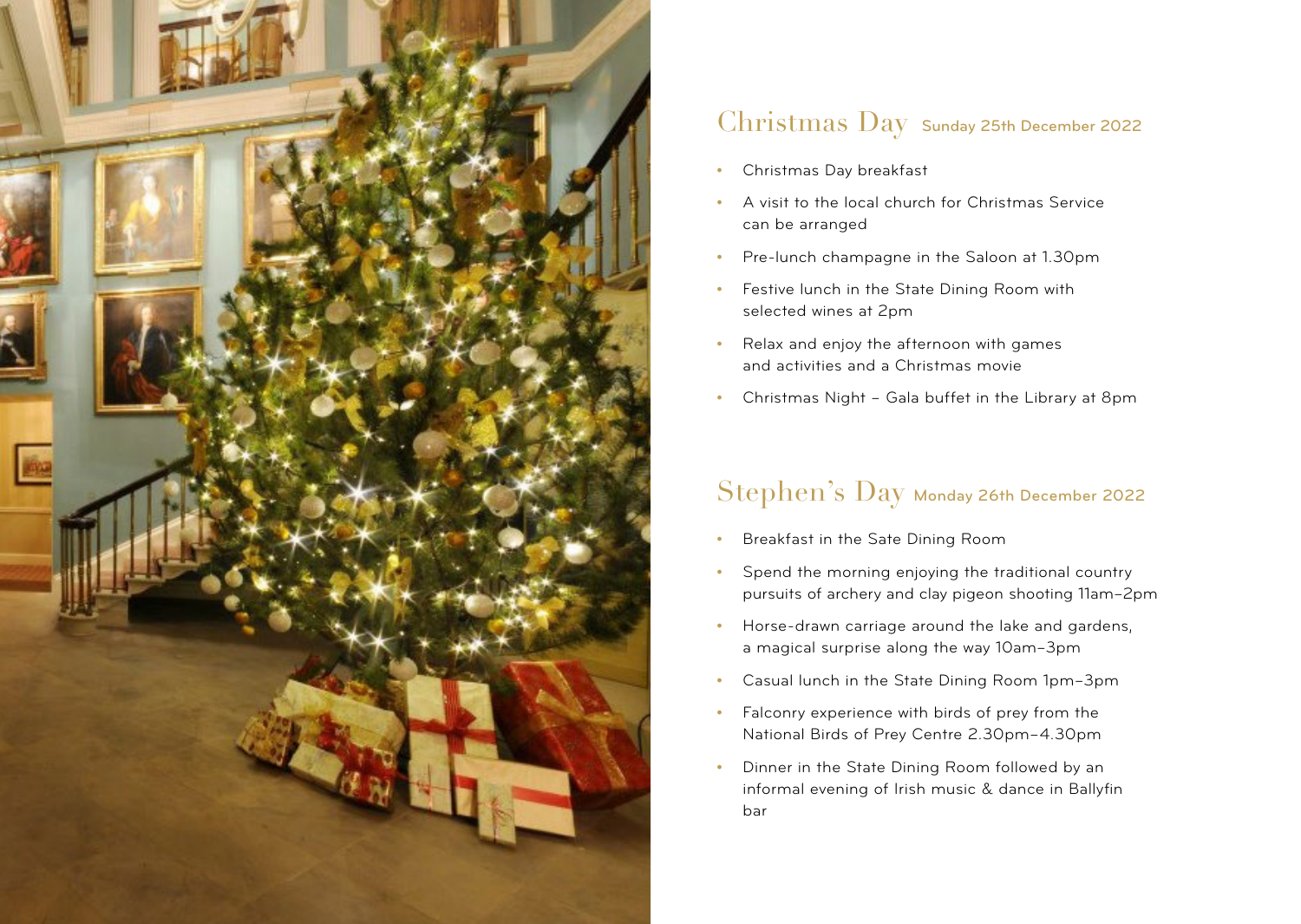## Christmas Day Sunday 25th December 2022

- Christmas Day breakfast
- A visit to the local church for Christmas Service can be arranged
- Pre-lunch champagne in the Saloon at 1.30pm
- Festive lunch in the State Dining Room with selected wines at 2pm
- Relax and enjoy the afternoon with games and activities and a Christmas movie
- Christmas Night – Gala buffet in the Library at 8pm

## Stephen's Day Monday 26th December 2022

- Breakfast in the Sate Dining Room
- Spend the morning enjoying the traditional country pursuits of archery and clay pigeon shooting 11am–2pm
- Horse-drawn carriage around the lake and gardens, a magical surprise along the way 10am–3pm
- Casual lunch in the State Dining Room 1pm–3pm
- Falconry experience with birds of prey from the National Birds of Prey Centre 2.30pm–4.30pm
- Dinner in the State Dining Room followed by an informal evening of Irish music & dance in Ballyfin bar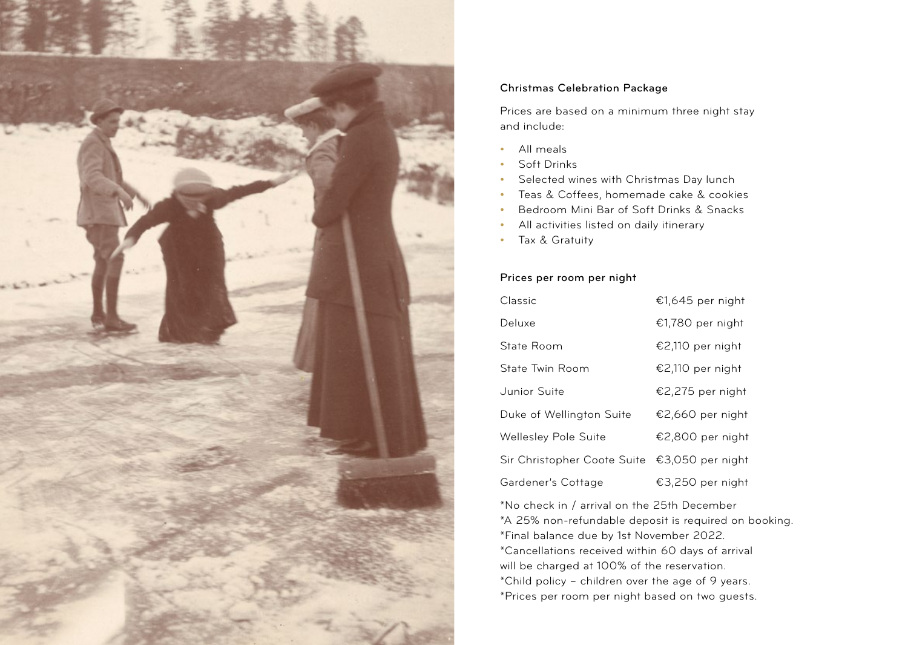### Christmas Celebration Package

Prices are based on a minimum three night stay and include:

- All meals
- Soft Drinks
- Selected wines with Christmas Day lunch
- Teas & Coffees, homemade cake & cookies
- Bedroom Mini Bar of Soft Drinks & Snacks
- All activities listed on daily itinerary
- Tax & Gratuity

### Prices per room per night

| | |
|---|---|
| Classic | €1,645 per night |
| Deluxe | €1,780 per night |
| State Room | €2,110 per night |
| State Twin Room | €2,110 per night |
| Junior Suite | €2,275 per night |
| Duke of Wellington Suite | €2,660 per night |
| Wellesley Pole Suite | €2,800 per night |
| Sir Christopher Coote Suite | €3,050 per night |
| Gardener's Cottage | €3,250 per night |

*No check in / arrival on the 25th December
*A 25% non-refundable deposit is required on booking.
*Final balance due by 1st November 2022.
*Cancellations received within 60 days of arrival will be charged at 100% of the reservation.
*Child policy – children over the age of 9 years.
*Prices per room per night based on two guests.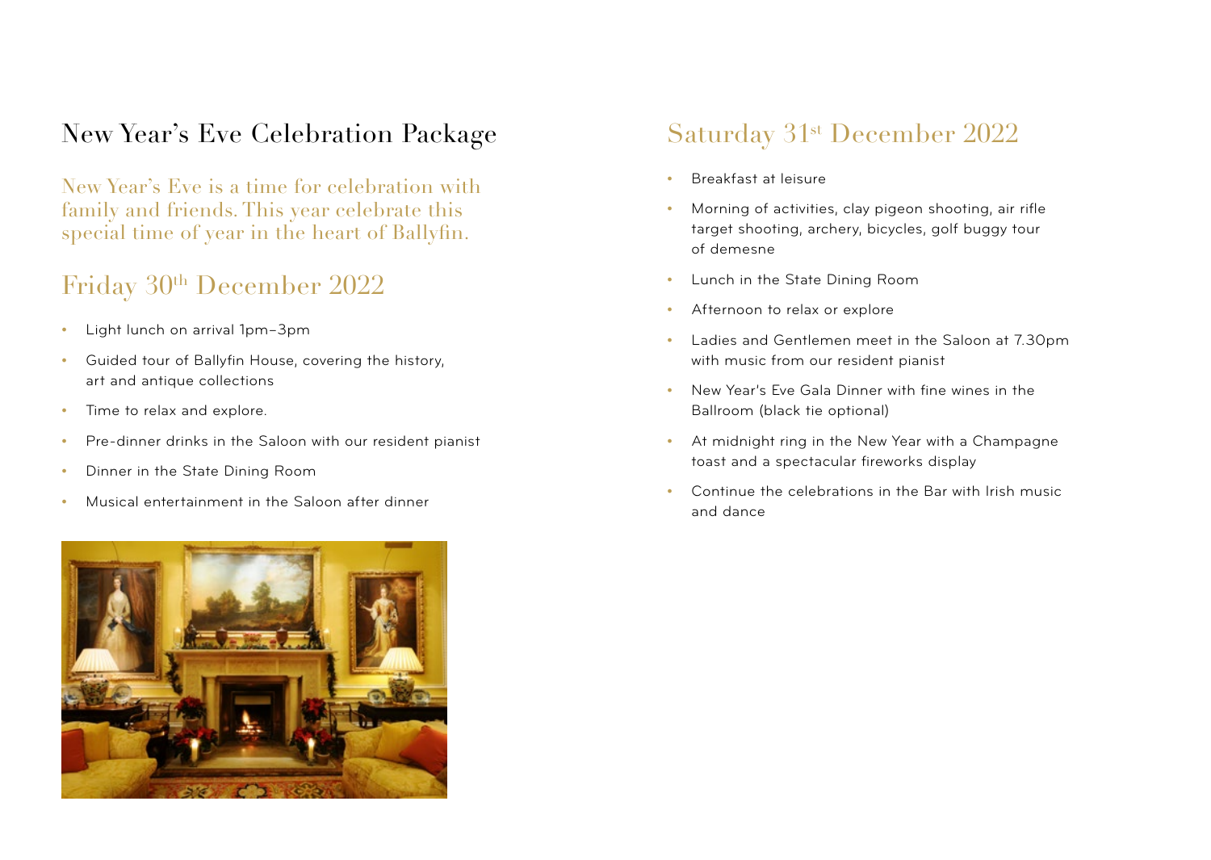# New Year's Eve Celebration Package

New Year's Eve is a time for celebration with family and friends. This year celebrate this special time of year in the heart of Ballyfin.

## Friday 30th December 2022

- Light lunch on arrival 1pm–3pm
- Guided tour of Ballyfin House, covering the history, art and antique collections
- Time to relax and explore.
- Pre-dinner drinks in the Saloon with our resident pianist
- Dinner in the State Dining Room
- Musical entertainment in the Saloon after dinner

## Saturday 31st December 2022

- Breakfast at leisure
- Morning of activities, clay pigeon shooting, air rifle target shooting, archery, bicycles, golf buggy tour of demesne
- Lunch in the State Dining Room
- Afternoon to relax or explore
- Ladies and Gentlemen meet in the Saloon at 7.30pm with music from our resident pianist
- New Year's Eve Gala Dinner with fine wines in the Ballroom (black tie optional)
- At midnight ring in the New Year with a Champagne toast and a spectacular fireworks display
- Continue the celebrations in the Bar with Irish music and dance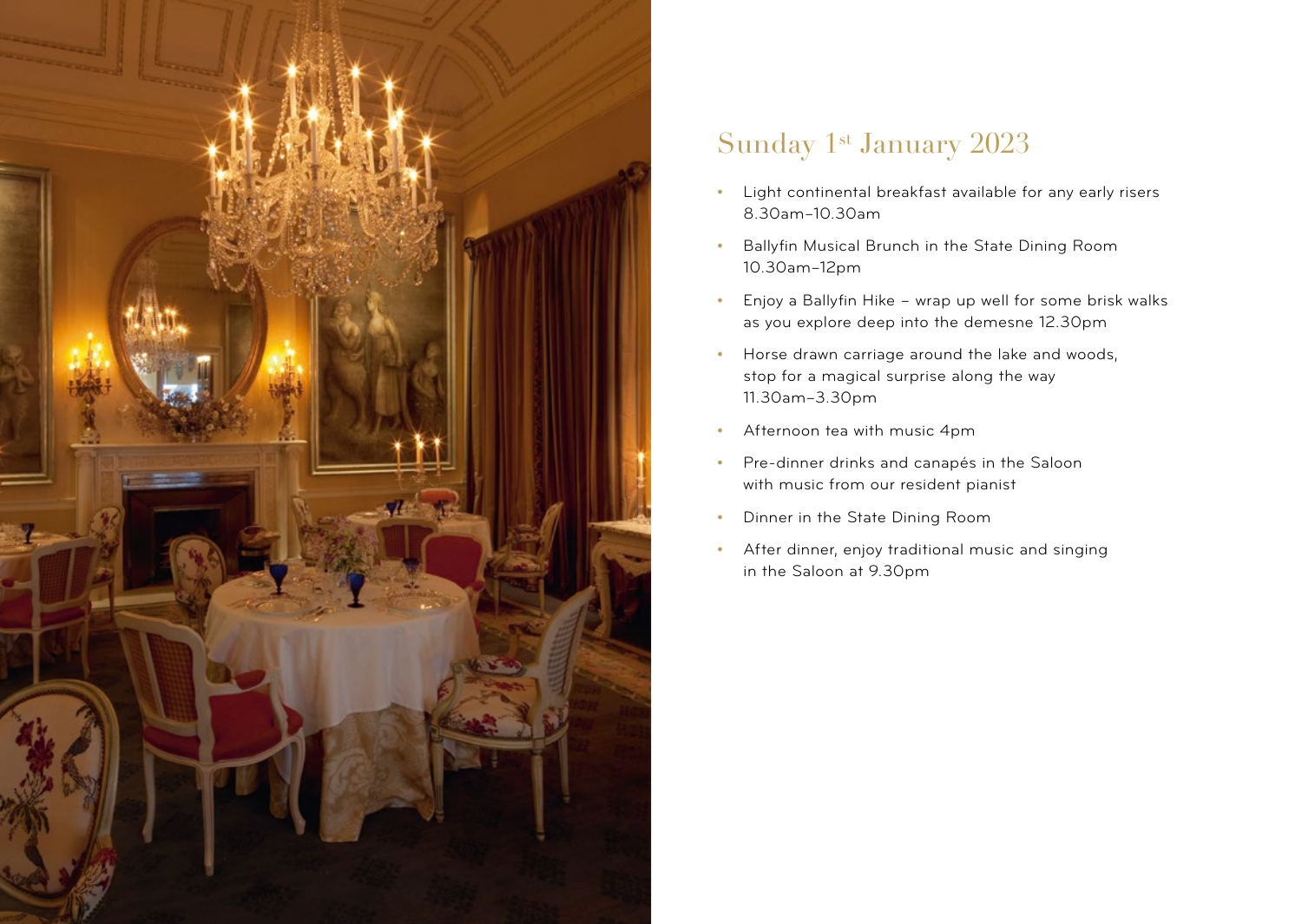## Sunday 1st January 2023

- Light continental breakfast available for any early risers 8.30am–10.30am
- Ballyfin Musical Brunch in the State Dining Room 10.30am–12pm
- Enjoy a Ballyfin Hike – wrap up well for some brisk walks as you explore deep into the demesne 12.30pm
- Horse drawn carriage around the lake and woods, stop for a magical surprise along the way 11.30am–3.30pm
- Afternoon tea with music 4pm
- Pre-dinner drinks and canapés in the Saloon with music from our resident pianist
- Dinner in the State Dining Room
- After dinner, enjoy traditional music and singing in the Saloon at 9.30pm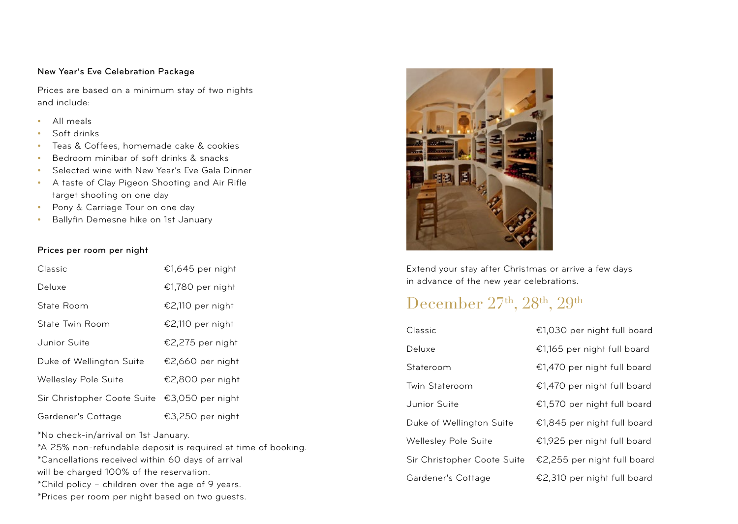### New Year's Eve Celebration Package

Prices are based on a minimum stay of two nights and include:

- All meals
- Soft drinks
- Teas & Coffees, homemade cake & cookies
- Bedroom minibar of soft drinks & snacks
- Selected wine with New Year's Eve Gala Dinner
- A taste of Clay Pigeon Shooting and Air Rifle target shooting on one day
- Pony & Carriage Tour on one day
- Ballyfin Demesne hike on 1st January

### Prices per room per night

| Room | Price |
| --- | --- |
| Classic | €1,645 per night |
| Deluxe | €1,780 per night |
| State Room | €2,110 per night |
| State Twin Room | €2,110 per night |
| Junior Suite | €2,275 per night |
| Duke of Wellington Suite | €2,660 per night |
| Wellesley Pole Suite | €2,800 per night |
| Sir Christopher Coote Suite | €3,050 per night |
| Gardener's Cottage | €3,250 per night |

*No check-in/arrival on 1st January.
*A 25% non-refundable deposit is required at time of booking.
*Cancellations received within 60 days of arrival will be charged 100% of the reservation.
*Child policy – children over the age of 9 years.
*Prices per room per night based on two guests.

Extend your stay after Christmas or arrive a few days in advance of the new year celebrations.

## December 27th, 28th, 29th

| Room | Price |
| --- | --- |
| Classic | €1,030 per night full board |
| Deluxe | €1,165 per night full board |
| Stateroom | €1,470 per night full board |
| Twin Stateroom | €1,470 per night full board |
| Junior Suite | €1,570 per night full board |
| Duke of Wellington Suite | €1,845 per night full board |
| Wellesley Pole Suite | €1,925 per night full board |
| Sir Christopher Coote Suite | €2,255 per night full board |
| Gardener's Cottage | €2,310 per night full board |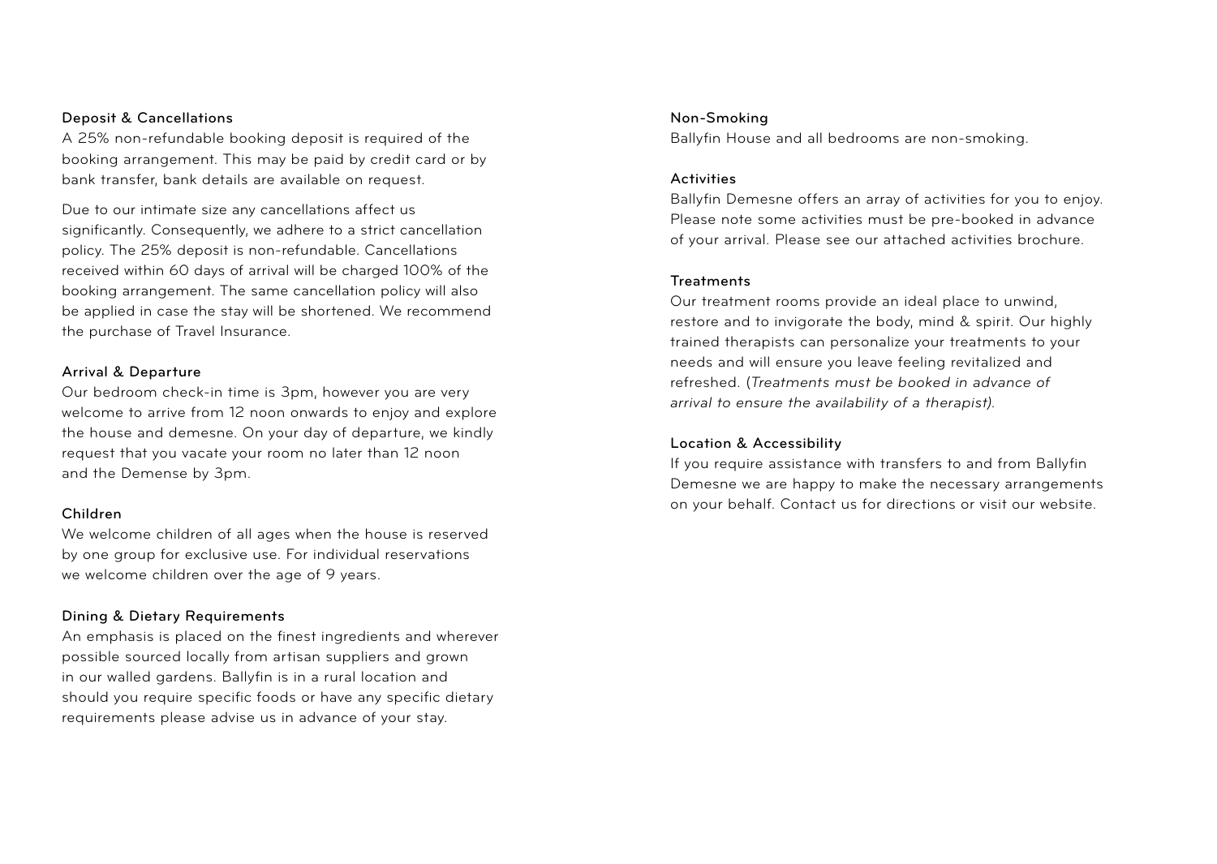### Deposit & Cancellations

A 25% non-refundable booking deposit is required of the booking arrangement. This may be paid by credit card or by bank transfer, bank details are available on request.

Due to our intimate size any cancellations affect us significantly. Consequently, we adhere to a strict cancellation policy. The 25% deposit is non-refundable. Cancellations received within 60 days of arrival will be charged 100% of the booking arrangement. The same cancellation policy will also be applied in case the stay will be shortened. We recommend the purchase of Travel Insurance.

### Arrival & Departure

Our bedroom check-in time is 3pm, however you are very welcome to arrive from 12 noon onwards to enjoy and explore the house and demesne. On your day of departure, we kindly request that you vacate your room no later than 12 noon and the Demense by 3pm.

### Children

We welcome children of all ages when the house is reserved by one group for exclusive use. For individual reservations we welcome children over the age of 9 years.

### Dining & Dietary Requirements

An emphasis is placed on the finest ingredients and wherever possible sourced locally from artisan suppliers and grown in our walled gardens. Ballyfin is in a rural location and should you require specific foods or have any specific dietary requirements please advise us in advance of your stay.

### Non-Smoking

Ballyfin House and all bedrooms are non-smoking.

### Activities

Ballyfin Demesne offers an array of activities for you to enjoy. Please note some activities must be pre-booked in advance of your arrival. Please see our attached activities brochure.

### Treatments

Our treatment rooms provide an ideal place to unwind, restore and to invigorate the body, mind & spirit. Our highly trained therapists can personalize your treatments to your needs and will ensure you leave feeling revitalized and refreshed. (*Treatments must be booked in advance of arrival to ensure the availability of a therapist).*

### Location & Accessibility

If you require assistance with transfers to and from Ballyfin Demesne we are happy to make the necessary arrangements on your behalf. Contact us for directions or visit our website.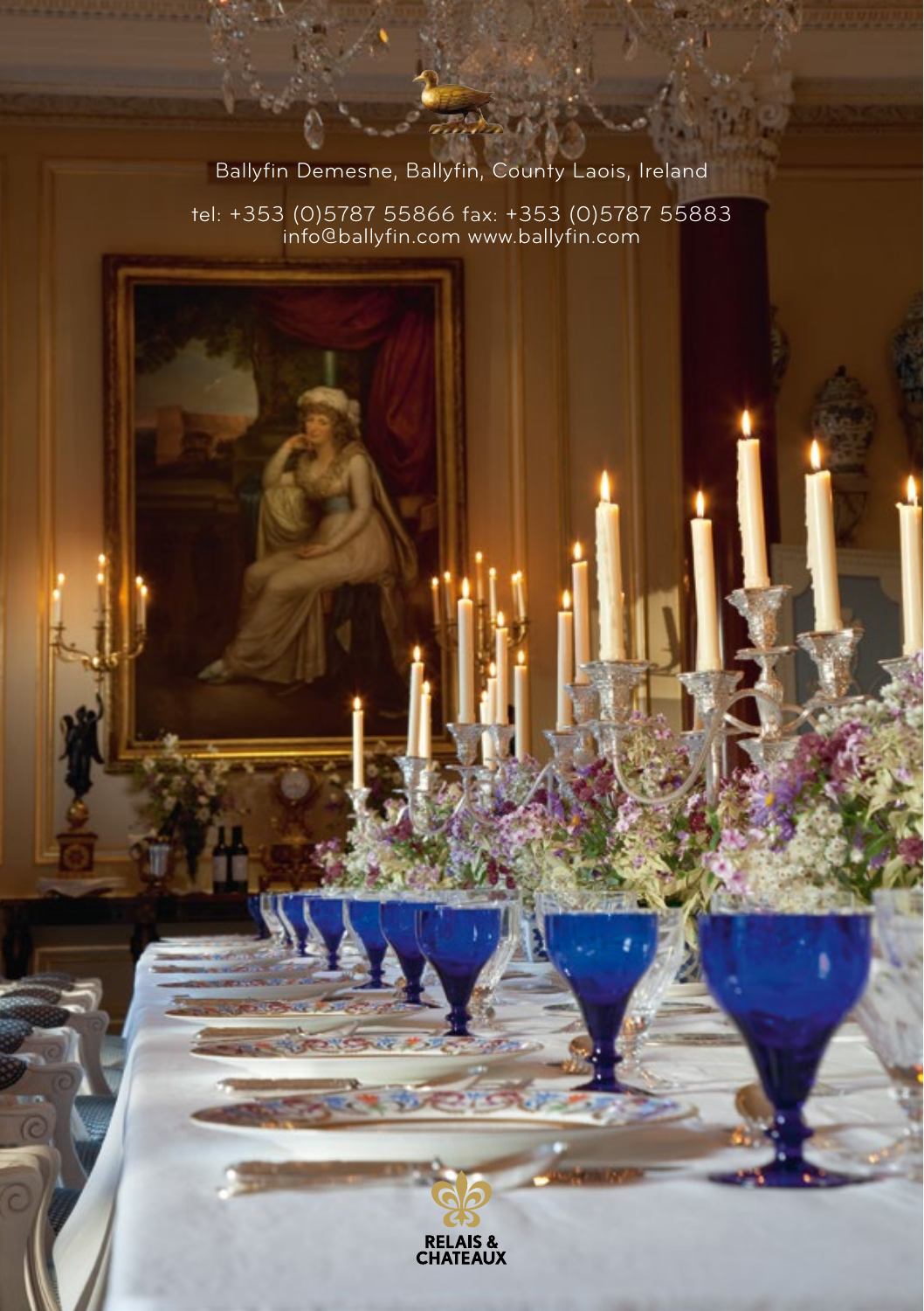Ballyfin Demesne, Ballyfin, County Laois, Ireland

tel: +353 (0)5787 55866 fax: +353 (0)5787 55883
info@ballyfin.com www.ballyfin.com

RELAIS & CHATEAUX